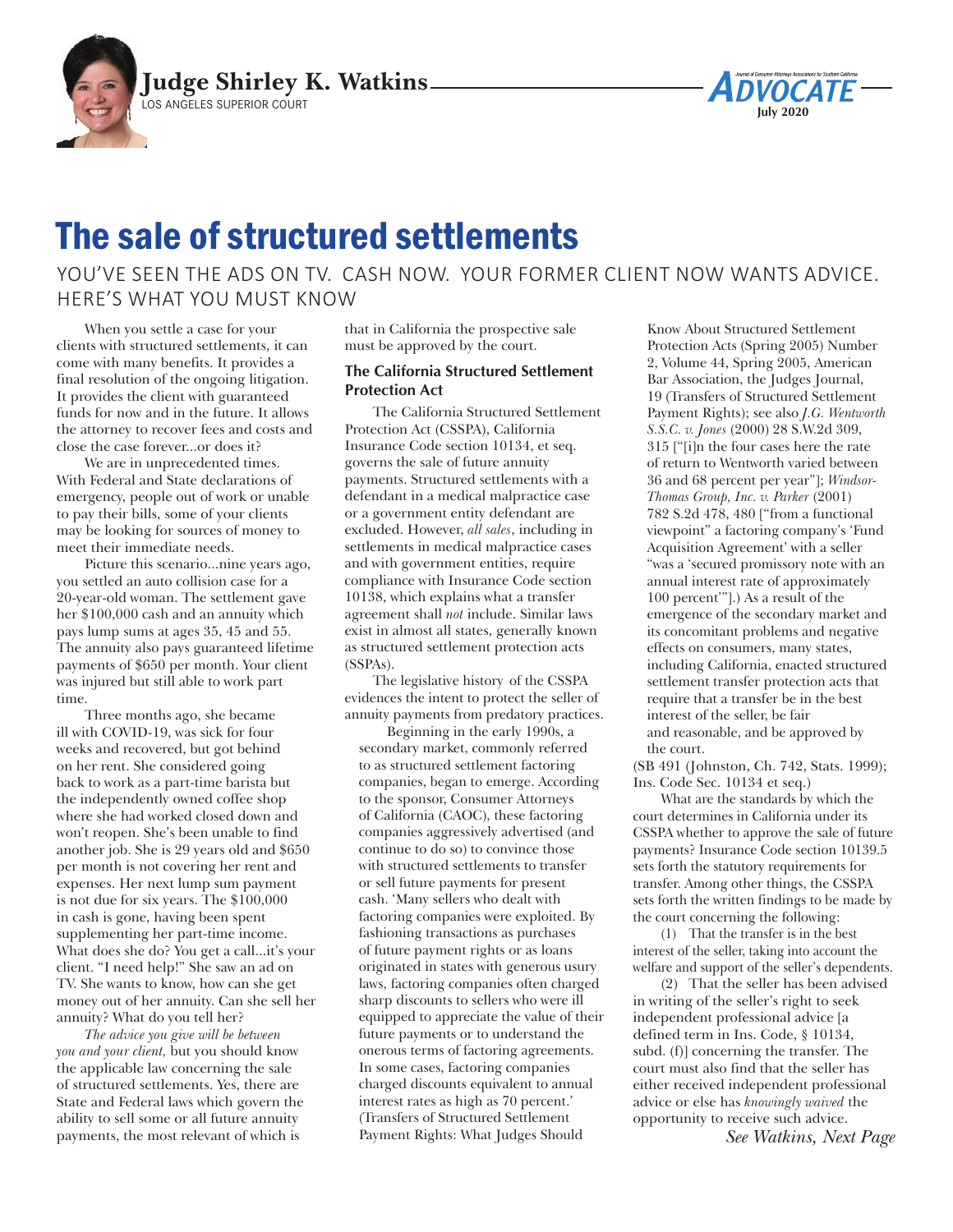**Judge Shirley K. Watkins**
LOS ANGELES SUPERIOR COURT

# The sale of structured settlements

## YOU'VE SEEN THE ADS ON TV. CASH NOW. YOUR FORMER CLIENT NOW WANTS ADVICE. HERE'S WHAT YOU MUST KNOW

When you settle a case for your clients with structured settlements, it can come with many benefits. It provides a final resolution of the ongoing litigation. It provides the client with guaranteed funds for now and in the future. It allows the attorney to recover fees and costs and close the case forever...or does it?

We are in unprecedented times. With Federal and State declarations of emergency, people out of work or unable to pay their bills, some of your clients may be looking for sources of money to meet their immediate needs.

Picture this scenario...nine years ago, you settled an auto collision case for a 20-year-old woman. The settlement gave her $100,000 cash and an annuity which pays lump sums at ages 35, 45 and 55. The annuity also pays guaranteed lifetime payments of $650 per month. Your client was injured but still able to work part time.

Three months ago, she became ill with COVID-19, was sick for four weeks and recovered, but got behind on her rent. She considered going back to work as a part-time barista but the independently owned coffee shop where she had worked closed down and won't reopen. She's been unable to find another job. She is 29 years old and $650 per month is not covering her rent and expenses. Her next lump sum payment is not due for six years. The $100,000 in cash is gone, having been spent supplementing her part-time income. What does she do? You get a call...it's your client. "I need help!" She saw an ad on TV. She wants to know, how can she get money out of her annuity. Can she sell her annuity? What do you tell her?

*The advice you give will be between you and your client,* but you should know the applicable law concerning the sale of structured settlements. Yes, there are State and Federal laws which govern the ability to sell some or all future annuity payments, the most relevant of which is that in California the prospective sale must be approved by the court.

### The California Structured Settlement Protection Act

The California Structured Settlement Protection Act (CSSPA), California Insurance Code section 10134, et seq. governs the sale of future annuity payments. Structured settlements with a defendant in a medical malpractice case or a government entity defendant are excluded. However, *all sales*, including in settlements in medical malpractice cases and with government entities, require compliance with Insurance Code section 10138, which explains what a transfer agreement shall *not* include. Similar laws exist in almost all states, generally known as structured settlement protection acts (SSPAs).

The legislative history of the CSSPA evidences the intent to protect the seller of annuity payments from predatory practices.

> Beginning in the early 1990s, a secondary market, commonly referred to as structured settlement factoring companies, began to emerge. According to the sponsor, Consumer Attorneys of California (CAOC), these factoring companies aggressively advertised (and continue to do so) to convince those with structured settlements to transfer or sell future payments for present cash. 'Many sellers who dealt with factoring companies were exploited. By fashioning transactions as purchases of future payment rights or as loans originated in states with generous usury laws, factoring companies often charged sharp discounts to sellers who were ill equipped to appreciate the value of their future payments or to understand the onerous terms of factoring agreements. In some cases, factoring companies charged discounts equivalent to annual interest rates as high as 70 percent.' (Transfers of Structured Settlement Payment Rights: What Judges Should Know About Structured Settlement Protection Acts (Spring 2005) Number 2, Volume 44, Spring 2005, American Bar Association, the Judges Journal, 19 (Transfers of Structured Settlement Payment Rights); see also *J.G. Wentworth S.S.C. v. Jones* (2000) 28 S.W.2d 309, 315 ["[i]n the four cases here the rate of return to Wentworth varied between 36 and 68 percent per year"]; *Windsor-Thomas Group, Inc. v. Parker* (2001) 782 S.2d 478, 480 ["from a functional viewpoint" a factoring company's 'Fund Acquisition Agreement' with a seller "was a 'secured promissory note with an annual interest rate of approximately 100 percent'"].) As a result of the emergence of the secondary market and its concomitant problems and negative effects on consumers, many states, including California, enacted structured settlement transfer protection acts that require that a transfer be in the best interest of the seller, be fair and reasonable, and be approved by the court.

(SB 491 (Johnston, Ch. 742, Stats. 1999); Ins. Code Sec. 10134 et seq.)

What are the standards by which the court determines in California under its CSSPA whether to approve the sale of future payments? Insurance Code section 10139.5 sets forth the statutory requirements for transfer. Among other things, the CSSPA sets forth the written findings to be made by the court concerning the following:

(1) That the transfer is in the best interest of the seller, taking into account the welfare and support of the seller's dependents.

(2) That the seller has been advised in writing of the seller's right to seek independent professional advice [a defined term in Ins. Code, § 10134, subd. (f)] concerning the transfer. The court must also find that the seller has either received independent professional advice or else has *knowingly waived* the opportunity to receive such advice.

*See Watkins, Next Page*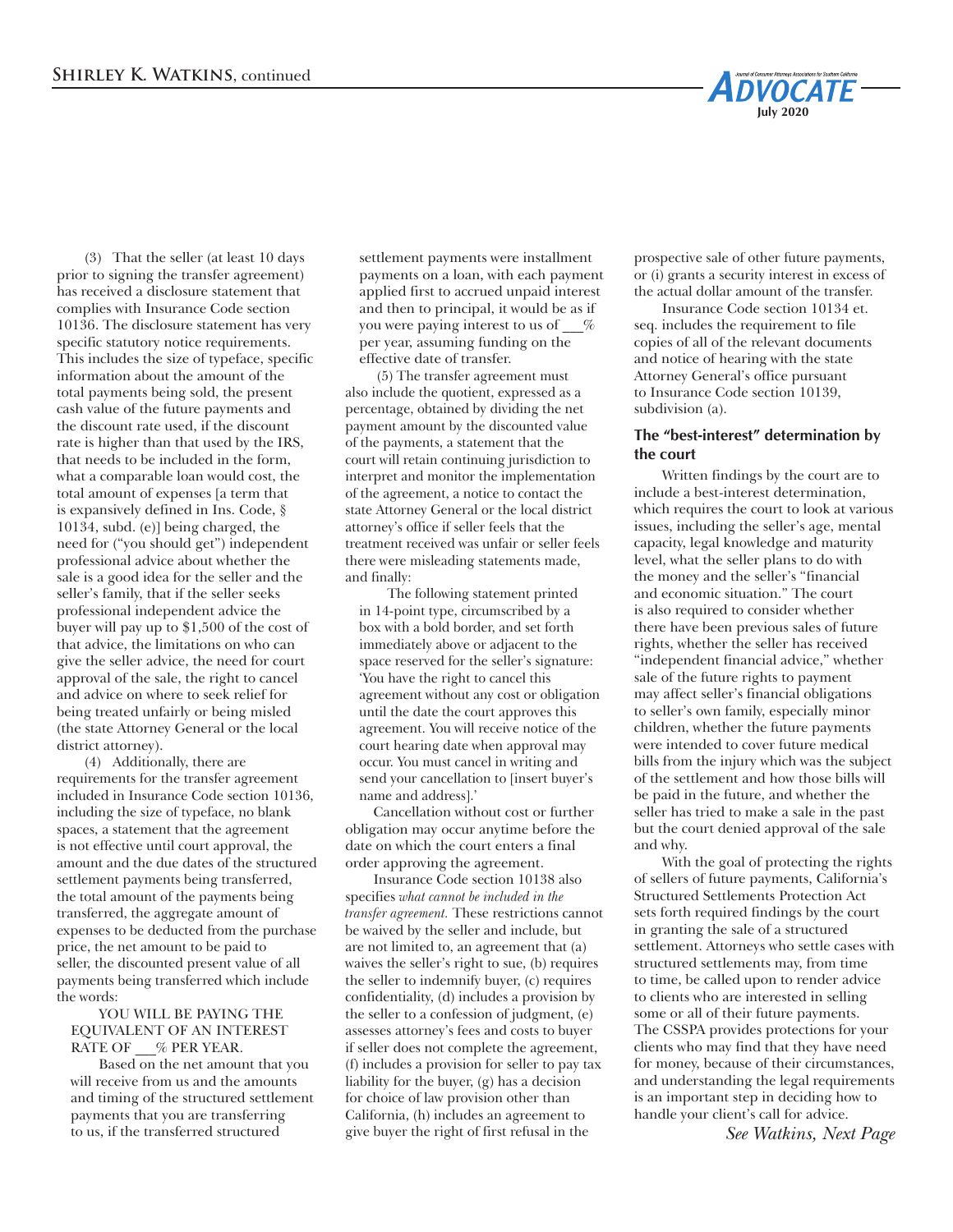(3) That the seller (at least 10 days prior to signing the transfer agreement) has received a disclosure statement that complies with Insurance Code section 10136. The disclosure statement has very specific statutory notice requirements. This includes the size of typeface, specific information about the amount of the total payments being sold, the present cash value of the future payments and the discount rate used, if the discount rate is higher than that used by the IRS, that needs to be included in the form, what a comparable loan would cost, the total amount of expenses [a term that is expansively defined in Ins. Code, § 10134, subd. (e)] being charged, the need for ("you should get") independent professional advice about whether the sale is a good idea for the seller and the seller's family, that if the seller seeks professional independent advice the buyer will pay up to $1,500 of the cost of that advice, the limitations on who can give the seller advice, the need for court approval of the sale, the right to cancel and advice on where to seek relief for being treated unfairly or being misled (the state Attorney General or the local district attorney).

(4) Additionally, there are requirements for the transfer agreement included in Insurance Code section 10136, including the size of typeface, no blank spaces, a statement that the agreement is not effective until court approval, the amount and the due dates of the structured settlement payments being transferred, the total amount of the payments being transferred, the aggregate amount of expenses to be deducted from the purchase price, the net amount to be paid to seller, the discounted present value of all payments being transferred which include the words:

> YOU WILL BE PAYING THE EQUIVALENT OF AN INTEREST RATE OF ___% PER YEAR.
>
> Based on the net amount that you will receive from us and the amounts and timing of the structured settlement payments that you are transferring to us, if the transferred structured settlement payments were installment payments on a loan, with each payment applied first to accrued unpaid interest and then to principal, it would be as if you were paying interest to us of ___% per year, assuming funding on the effective date of transfer.

(5) The transfer agreement must also include the quotient, expressed as a percentage, obtained by dividing the net payment amount by the discounted value of the payments, a statement that the court will retain continuing jurisdiction to interpret and monitor the implementation of the agreement, a notice to contact the state Attorney General or the local district attorney's office if seller feels that the treatment received was unfair or seller feels there were misleading statements made, and finally:

> The following statement printed in 14-point type, circumscribed by a box with a bold border, and set forth immediately above or adjacent to the space reserved for the seller's signature: 'You have the right to cancel this agreement without any cost or obligation until the date the court approves this agreement. You will receive notice of the court hearing date when approval may occur. You must cancel in writing and send your cancellation to [insert buyer's name and address].'

Cancellation without cost or further obligation may occur anytime before the date on which the court enters a final order approving the agreement.

Insurance Code section 10138 also specifies *what cannot be included in the transfer agreement.* These restrictions cannot be waived by the seller and include, but are not limited to, an agreement that (a) waives the seller's right to sue, (b) requires the seller to indemnify buyer, (c) requires confidentiality, (d) includes a provision by the seller to a confession of judgment, (e) assesses attorney's fees and costs to buyer if seller does not complete the agreement, (f) includes a provision for seller to pay tax liability for the buyer, (g) has a decision for choice of law provision other than California, (h) includes an agreement to give buyer the right of first refusal in the prospective sale of other future payments, or (i) grants a security interest in excess of the actual dollar amount of the transfer.

Insurance Code section 10134 et. seq. includes the requirement to file copies of all of the relevant documents and notice of hearing with the state Attorney General's office pursuant to Insurance Code section 10139, subdivision (a).

### The "best-interest" determination by the court

Written findings by the court are to include a best-interest determination, which requires the court to look at various issues, including the seller's age, mental capacity, legal knowledge and maturity level, what the seller plans to do with the money and the seller's "financial and economic situation." The court is also required to consider whether there have been previous sales of future rights, whether the seller has received "independent financial advice," whether sale of the future rights to payment may affect seller's financial obligations to seller's own family, especially minor children, whether the future payments were intended to cover future medical bills from the injury which was the subject of the settlement and how those bills will be paid in the future, and whether the seller has tried to make a sale in the past but the court denied approval of the sale and why.

With the goal of protecting the rights of sellers of future payments, California's Structured Settlements Protection Act sets forth required findings by the court in granting the sale of a structured settlement. Attorneys who settle cases with structured settlements may, from time to time, be called upon to render advice to clients who are interested in selling some or all of their future payments. The CSSPA provides protections for your clients who may find that they have need for money, because of their circumstances, and understanding the legal requirements is an important step in deciding how to handle your client's call for advice.

*See Watkins, Next Page*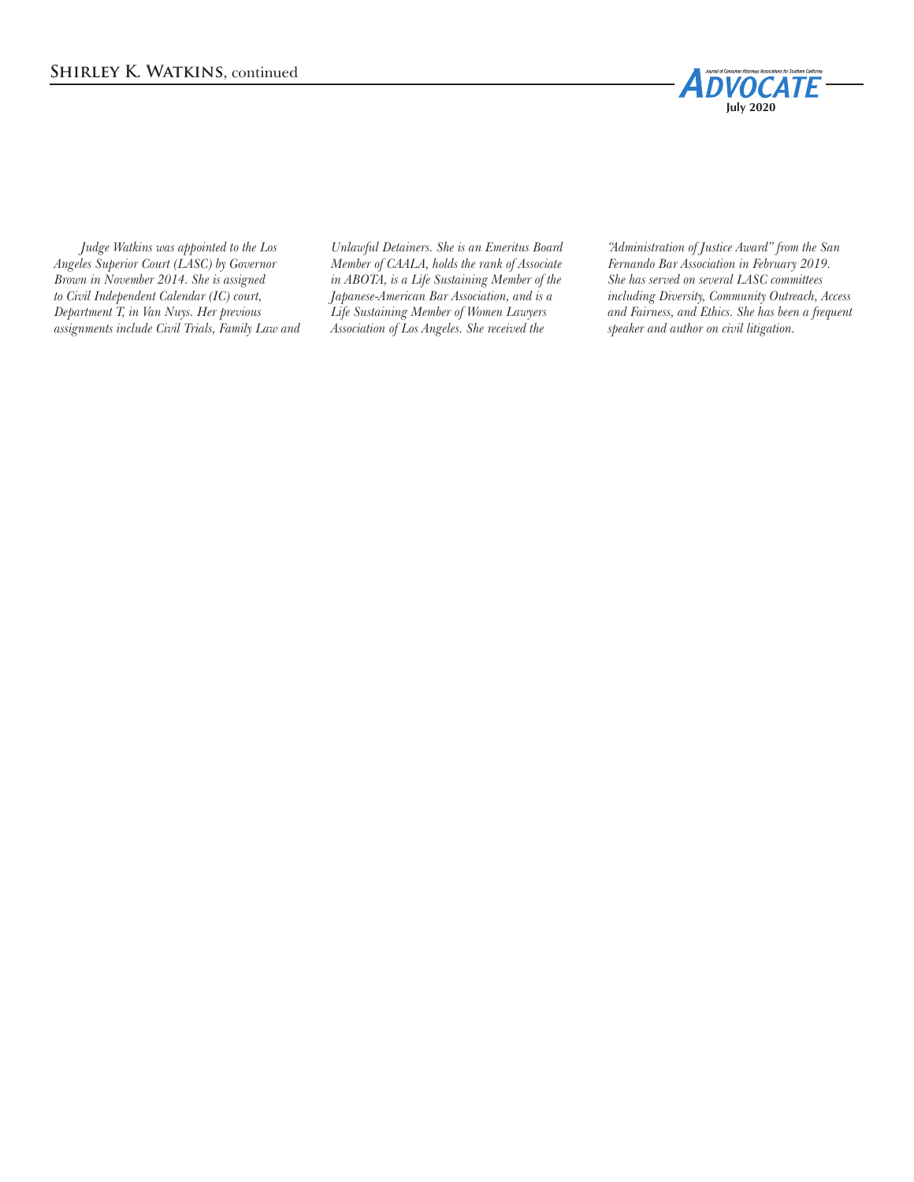*Judge Watkins was appointed to the Los Angeles Superior Court (LASC) by Governor Brown in November 2014. She is assigned to Civil Independent Calendar (IC) court, Department T, in Van Nuys. Her previous assignments include Civil Trials, Family Law and Unlawful Detainers. She is an Emeritus Board Member of CAALA, holds the rank of Associate in ABOTA, is a Life Sustaining Member of the Japanese-American Bar Association, and is a Life Sustaining Member of Women Lawyers Association of Los Angeles. She received the "Administration of Justice Award" from the San Fernando Bar Association in February 2019. She has served on several LASC committees including Diversity, Community Outreach, Access and Fairness, and Ethics. She has been a frequent speaker and author on civil litigation.*